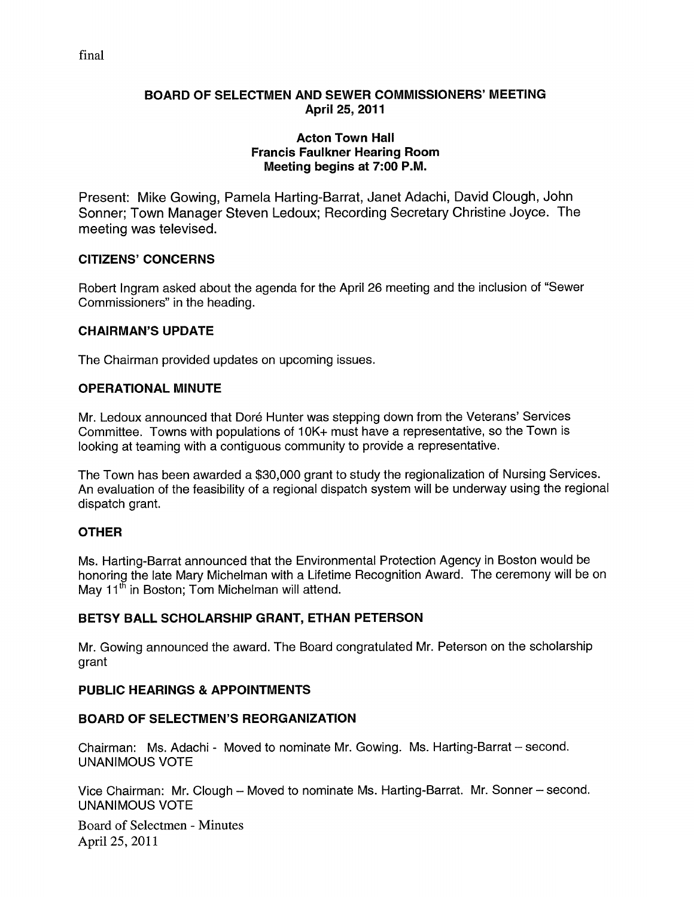final

# BOARD OF SELECTMEN AND SEWER COMMISSIONERS' MEETING
## April 25, 2011

### Acton Town Hall
### Francis Faulkner Hearing Room
### Meeting begins at 7:00 P.M.

Present: Mike Gowing, Pamela Harting-Barrat, Janet Adachi, David Clough, John Sonner; Town Manager Steven Ledoux; Recording Secretary Christine Joyce. The meeting was televised.

## CITIZENS' CONCERNS

Robert Ingram asked about the agenda for the April 26 meeting and the inclusion of "Sewer Commissioners" in the heading.

## CHAIRMAN'S UPDATE

The Chairman provided updates on upcoming issues.

## OPERATIONAL MINUTE

Mr. Ledoux announced that Doré Hunter was stepping down from the Veterans' Services Committee. Towns with populations of 10K+ must have a representative, so the Town is looking at teaming with a contiguous community to provide a representative.

The Town has been awarded a $30,000 grant to study the regionalization of Nursing Services. An evaluation of the feasibility of a regional dispatch system will be underway using the regional dispatch grant.

## OTHER

Ms. Harting-Barrat announced that the Environmental Protection Agency in Boston would be honoring the late Mary Michelman with a Lifetime Recognition Award. The ceremony will be on May 11th in Boston; Tom Michelman will attend.

## BETSY BALL SCHOLARSHIP GRANT, ETHAN PETERSON

Mr. Gowing announced the award. The Board congratulated Mr. Peterson on the scholarship grant

## PUBLIC HEARINGS & APPOINTMENTS

## BOARD OF SELECTMEN'S REORGANIZATION

Chairman: Ms. Adachi - Moved to nominate Mr. Gowing. Ms. Harting-Barrat – second. UNANIMOUS VOTE

Vice Chairman: Mr. Clough – Moved to nominate Ms. Harting-Barrat. Mr. Sonner – second. UNANIMOUS VOTE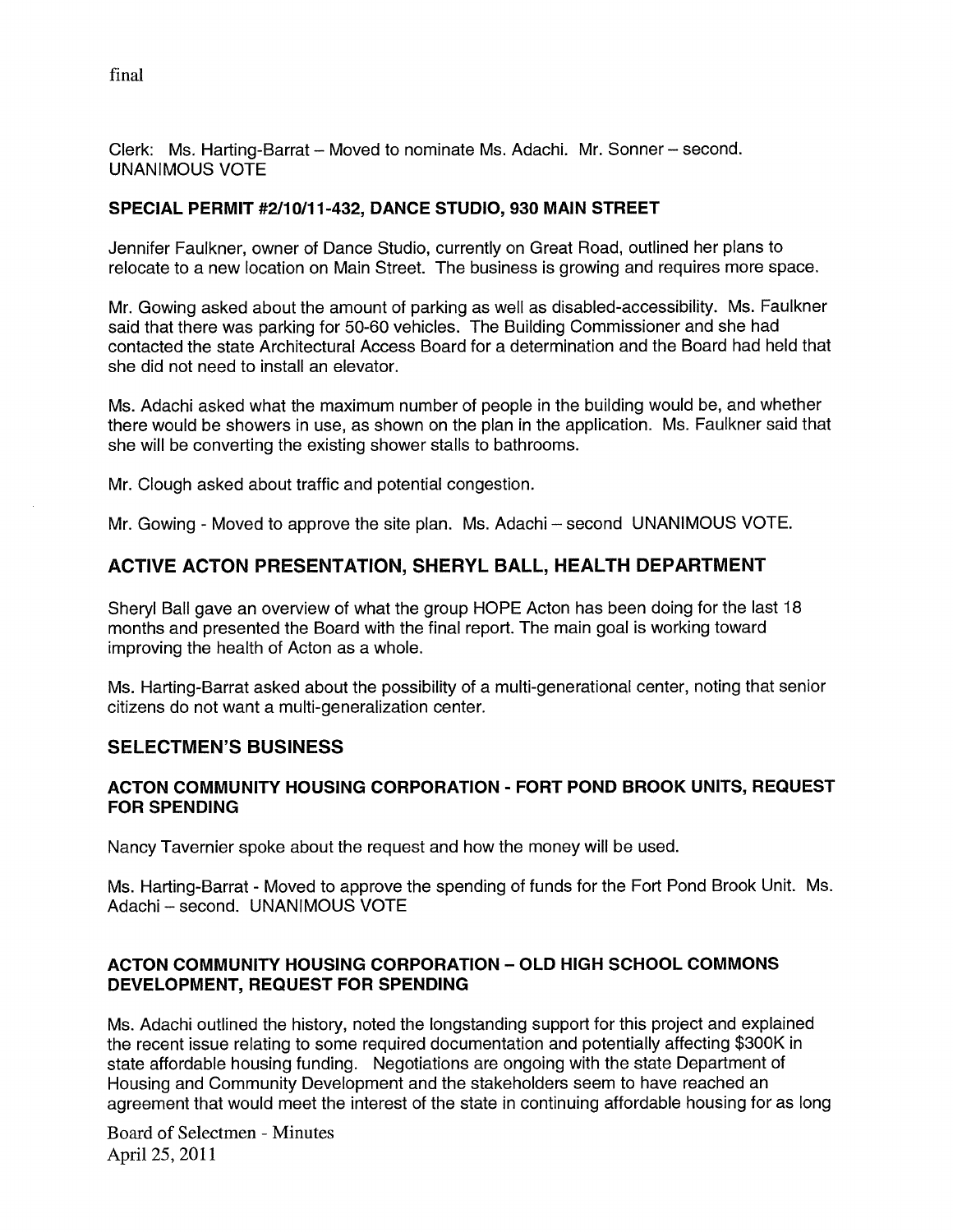final

Clerk: Ms. Harting-Barrat – Moved to nominate Ms. Adachi. Mr. Sonner – second. UNANIMOUS VOTE

### SPECIAL PERMIT #2/10/11-432, DANCE STUDIO, 930 MAIN STREET

Jennifer Faulkner, owner of Dance Studio, currently on Great Road, outlined her plans to relocate to a new location on Main Street. The business is growing and requires more space.

Mr. Gowing asked about the amount of parking as well as disabled-accessibility. Ms. Faulkner said that there was parking for 50-60 vehicles. The Building Commissioner and she had contacted the state Architectural Access Board for a determination and the Board had held that she did not need to install an elevator.

Ms. Adachi asked what the maximum number of people in the building would be, and whether there would be showers in use, as shown on the plan in the application. Ms. Faulkner said that she will be converting the existing shower stalls to bathrooms.

Mr. Clough asked about traffic and potential congestion.

Mr. Gowing - Moved to approve the site plan. Ms. Adachi – second UNANIMOUS VOTE.

## ACTIVE ACTON PRESENTATION, SHERYL BALL, HEALTH DEPARTMENT

Sheryl Ball gave an overview of what the group HOPE Acton has been doing for the last 18 months and presented the Board with the final report. The main goal is working toward improving the health of Acton as a whole.

Ms. Harting-Barrat asked about the possibility of a multi-generational center, noting that senior citizens do not want a multi-generalization center.

## SELECTMEN'S BUSINESS

### ACTON COMMUNITY HOUSING CORPORATION - FORT POND BROOK UNITS, REQUEST FOR SPENDING

Nancy Tavernier spoke about the request and how the money will be used.

Ms. Harting-Barrat - Moved to approve the spending of funds for the Fort Pond Brook Unit. Ms. Adachi – second. UNANIMOUS VOTE

### ACTON COMMUNITY HOUSING CORPORATION – OLD HIGH SCHOOL COMMONS DEVELOPMENT, REQUEST FOR SPENDING

Ms. Adachi outlined the history, noted the longstanding support for this project and explained the recent issue relating to some required documentation and potentially affecting $300K in state affordable housing funding. Negotiations are ongoing with the state Department of Housing and Community Development and the stakeholders seem to have reached an agreement that would meet the interest of the state in continuing affordable housing for as long

Board of Selectmen - Minutes
April 25, 2011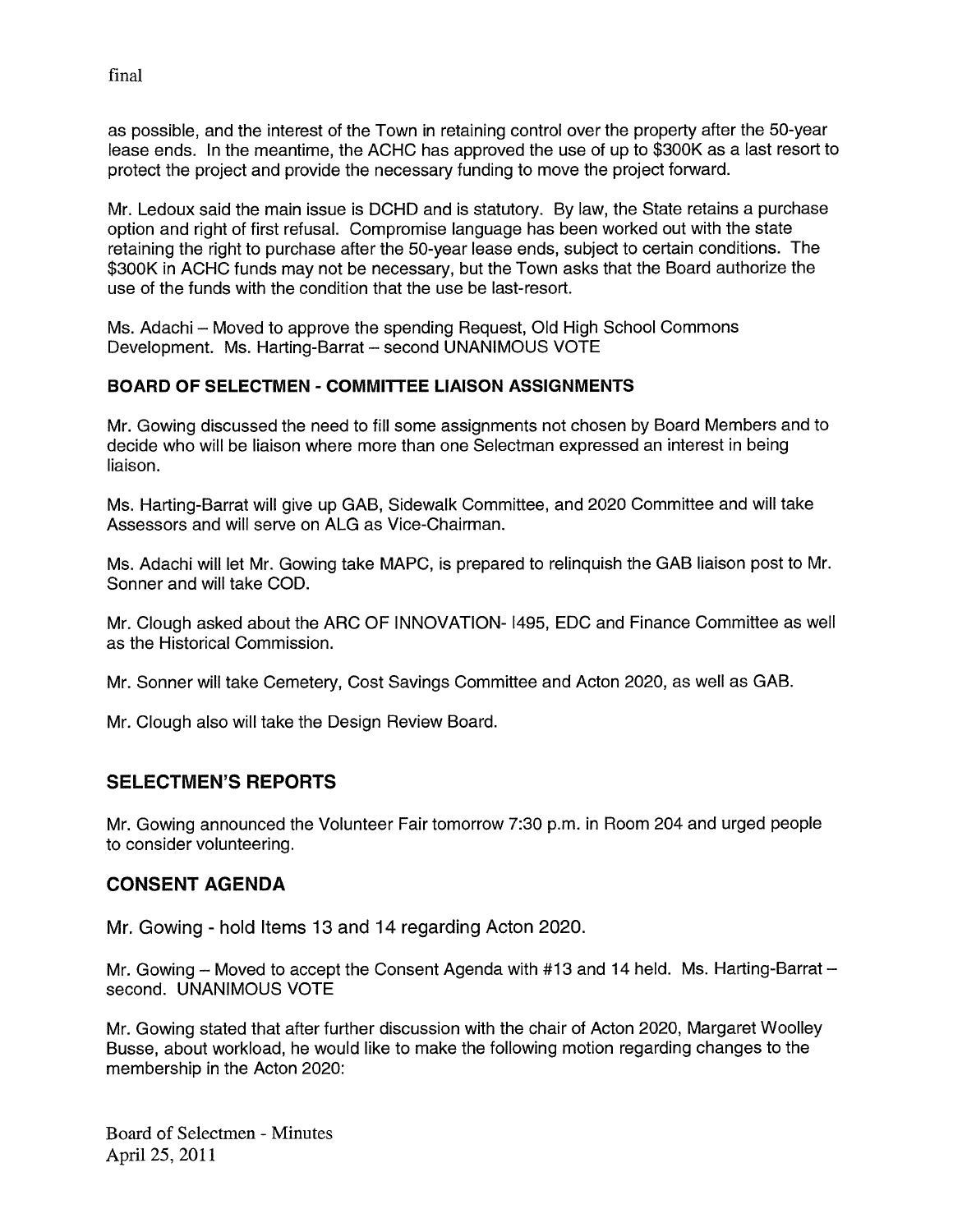as possible, and the interest of the Town in retaining control over the property after the 50-year lease ends. In the meantime, the ACHC has approved the use of up to $300K as a last resort to protect the project and provide the necessary funding to move the project forward.

Mr. Ledoux said the main issue is DCHD and is statutory. By law, the State retains a purchase option and right of first refusal. Compromise language has been worked out with the state retaining the right to purchase after the 50-year lease ends, subject to certain conditions. The $300K in ACHC funds may not be necessary, but the Town asks that the Board authorize the use of the funds with the condition that the use be last-resort.

Ms. Adachi – Moved to approve the spending Request, Old High School Commons Development. Ms. Harting-Barrat – second UNANIMOUS VOTE

**BOARD OF SELECTMEN - COMMITTEE LIAISON ASSIGNMENTS**

Mr. Gowing discussed the need to fill some assignments not chosen by Board Members and to decide who will be liaison where more than one Selectman expressed an interest in being liaison.

Ms. Harting-Barrat will give up GAB, Sidewalk Committee, and 2020 Committee and will take Assessors and will serve on ALG as Vice-Chairman.

Ms. Adachi will let Mr. Gowing take MAPC, is prepared to relinquish the GAB liaison post to Mr. Sonner and will take COD.

Mr. Clough asked about the ARC OF INNOVATION- I495, EDC and Finance Committee as well as the Historical Commission.

Mr. Sonner will take Cemetery, Cost Savings Committee and Acton 2020, as well as GAB.

Mr. Clough also will take the Design Review Board.

## SELECTMEN'S REPORTS

Mr. Gowing announced the Volunteer Fair tomorrow 7:30 p.m. in Room 204 and urged people to consider volunteering.

## CONSENT AGENDA

Mr. Gowing - hold Items 13 and 14 regarding Acton 2020.

Mr. Gowing – Moved to accept the Consent Agenda with #13 and 14 held. Ms. Harting-Barrat – second. UNANIMOUS VOTE

Mr. Gowing stated that after further discussion with the chair of Acton 2020, Margaret Woolley Busse, about workload, he would like to make the following motion regarding changes to the membership in the Acton 2020: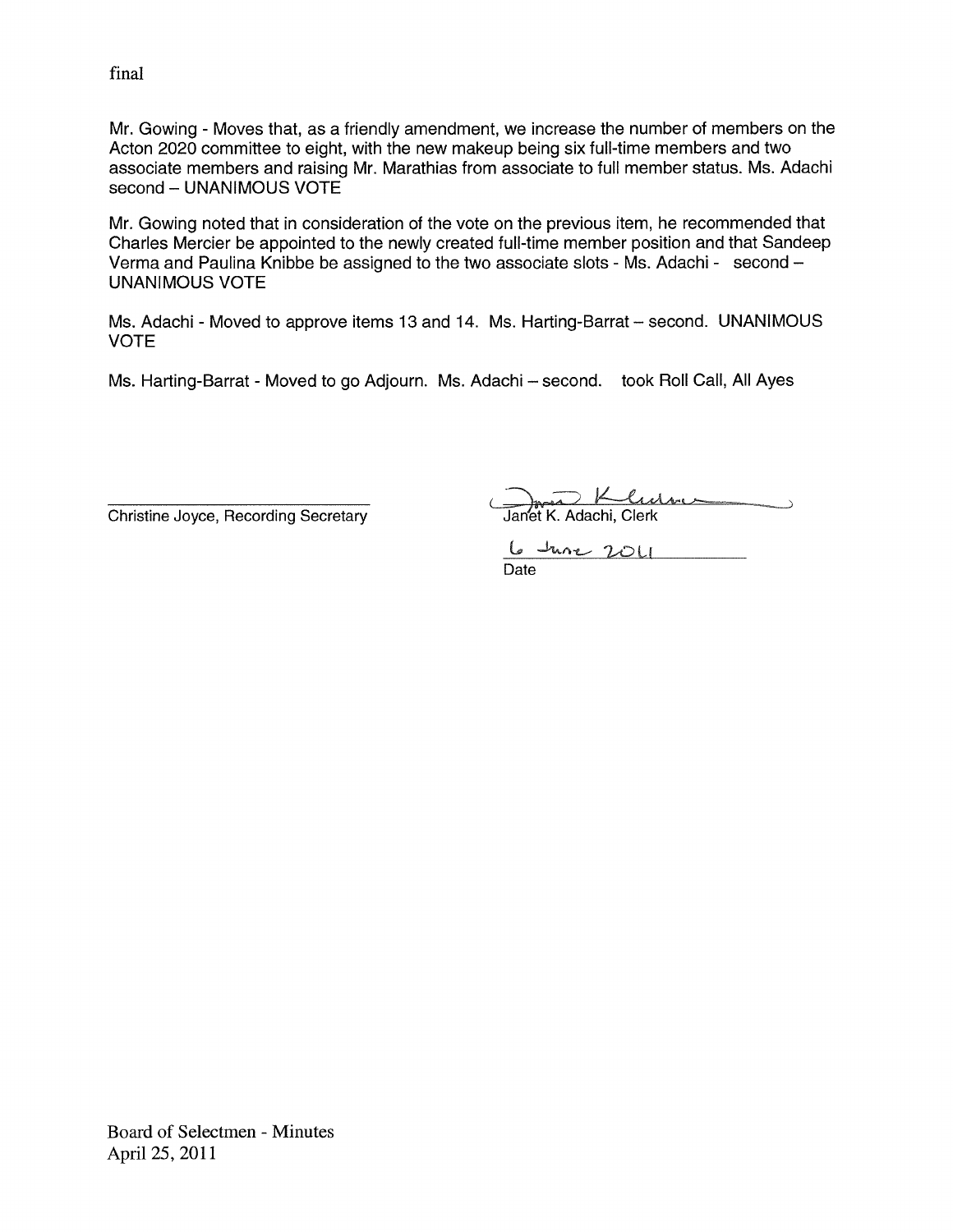final

Mr. Gowing - Moves that, as a friendly amendment, we increase the number of members on the Acton 2020 committee to eight, with the new makeup being six full-time members and two associate members and raising Mr. Marathias from associate to full member status. Ms. Adachi second – UNANIMOUS VOTE

Mr. Gowing noted that in consideration of the vote on the previous item, he recommended that Charles Mercier be appointed to the newly created full-time member position and that Sandeep Verma and Paulina Knibbe be assigned to the two associate slots - Ms. Adachi - second – UNANIMOUS VOTE

Ms. Adachi - Moved to approve items 13 and 14. Ms. Harting-Barrat – second. UNANIMOUS VOTE

Ms. Harting-Barrat - Moved to go Adjourn. Ms. Adachi – second. took Roll Call, All Ayes

\_\_\_\_\_\_\_\_\_\_\_\_\_\_\_\_\_\_\_\_\_\_\_\_\_\_\_\_\_\_
Christine Joyce, Recording Secretary

Janet K. Adachi, Clerk

6 June 2011
Date

Board of Selectmen - Minutes
April 25, 2011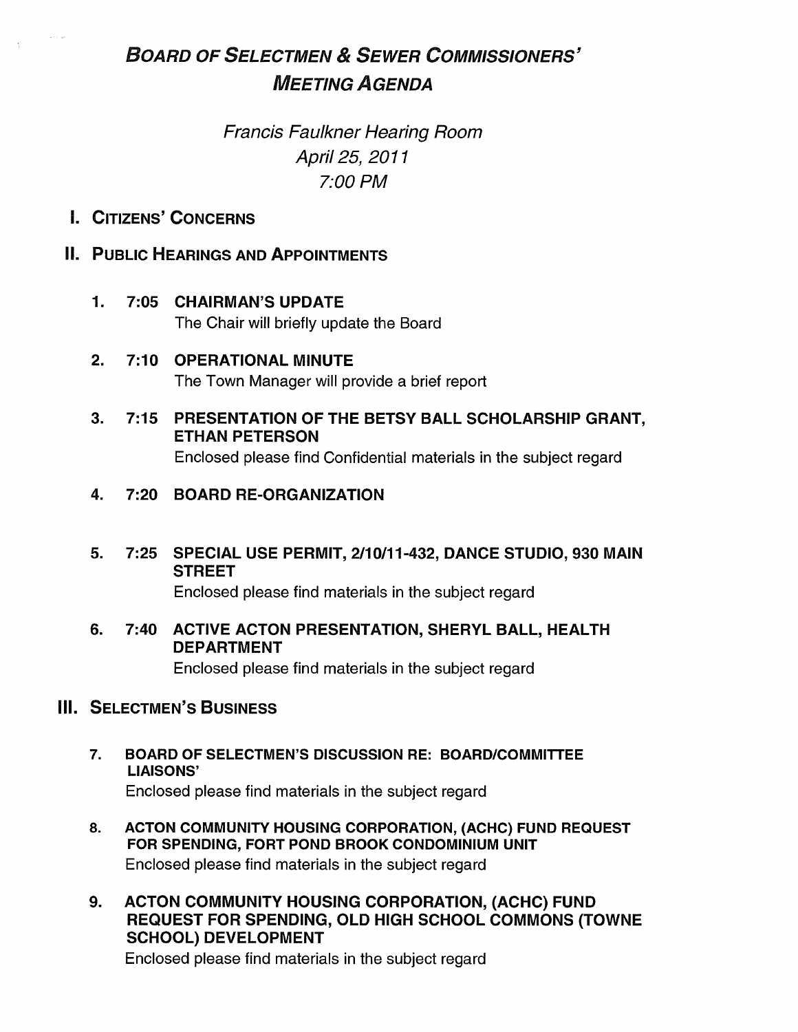# *Board of Selectmen & Sewer Commissioners' Meeting Agenda*

*Francis Faulkner Hearing Room*
*April 25, 2011*
*7:00 PM*

## I. Citizens' Concerns

## II. Public Hearings and Appointments

1. **7:05 CHAIRMAN'S UPDATE**
   The Chair will briefly update the Board

2. **7:10 OPERATIONAL MINUTE**
   The Town Manager will provide a brief report

3. **7:15 PRESENTATION OF THE BETSY BALL SCHOLARSHIP GRANT, ETHAN PETERSON**
   Enclosed please find Confidential materials in the subject regard

4. **7:20 BOARD RE-ORGANIZATION**

5. **7:25 SPECIAL USE PERMIT, 2/10/11-432, DANCE STUDIO, 930 MAIN STREET**
   Enclosed please find materials in the subject regard

6. **7:40 ACTIVE ACTON PRESENTATION, SHERYL BALL, HEALTH DEPARTMENT**
   Enclosed please find materials in the subject regard

## III. Selectmen's Business

7. **BOARD OF SELECTMEN'S DISCUSSION RE: BOARD/COMMITTEE LIAISONS'**
   Enclosed please find materials in the subject regard

8. **ACTON COMMUNITY HOUSING CORPORATION, (ACHC) FUND REQUEST FOR SPENDING, FORT POND BROOK CONDOMINIUM UNIT**
   Enclosed please find materials in the subject regard

9. **ACTON COMMUNITY HOUSING CORPORATION, (ACHC) FUND REQUEST FOR SPENDING, OLD HIGH SCHOOL COMMONS (TOWNE SCHOOL) DEVELOPMENT**
   Enclosed please find materials in the subject regard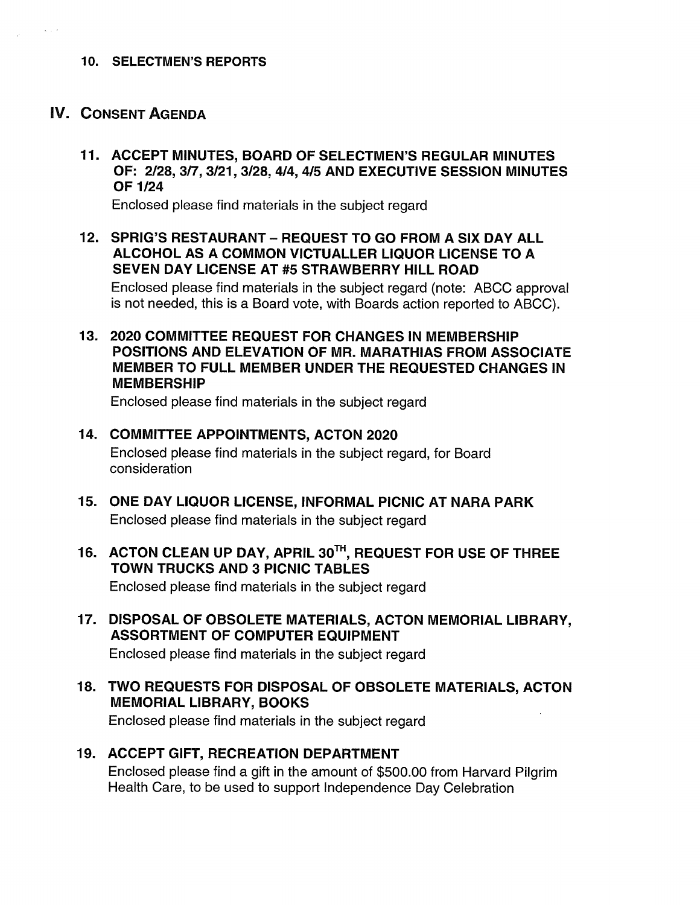**10. SELECTMEN'S REPORTS**

## IV. CONSENT AGENDA

**11. ACCEPT MINUTES, BOARD OF SELECTMEN'S REGULAR MINUTES OF: 2/28, 3/7, 3/21, 3/28, 4/4, 4/5 AND EXECUTIVE SESSION MINUTES OF 1/24**

Enclosed please find materials in the subject regard

**12. SPRIG'S RESTAURANT – REQUEST TO GO FROM A SIX DAY ALL ALCOHOL AS A COMMON VICTUALLER LIQUOR LICENSE TO A SEVEN DAY LICENSE AT #5 STRAWBERRY HILL ROAD**

Enclosed please find materials in the subject regard (note: ABCC approval is not needed, this is a Board vote, with Boards action reported to ABCC).

**13. 2020 COMMITTEE REQUEST FOR CHANGES IN MEMBERSHIP POSITIONS AND ELEVATION OF MR. MARATHIAS FROM ASSOCIATE MEMBER TO FULL MEMBER UNDER THE REQUESTED CHANGES IN MEMBERSHIP**

Enclosed please find materials in the subject regard

**14. COMMITTEE APPOINTMENTS, ACTON 2020**

Enclosed please find materials in the subject regard, for Board consideration

**15. ONE DAY LIQUOR LICENSE, INFORMAL PICNIC AT NARA PARK**

Enclosed please find materials in the subject regard

**16. ACTON CLEAN UP DAY, APRIL 30TH, REQUEST FOR USE OF THREE TOWN TRUCKS AND 3 PICNIC TABLES**

Enclosed please find materials in the subject regard

**17. DISPOSAL OF OBSOLETE MATERIALS, ACTON MEMORIAL LIBRARY, ASSORTMENT OF COMPUTER EQUIPMENT**

Enclosed please find materials in the subject regard

**18. TWO REQUESTS FOR DISPOSAL OF OBSOLETE MATERIALS, ACTON MEMORIAL LIBRARY, BOOKS**

Enclosed please find materials in the subject regard

**19. ACCEPT GIFT, RECREATION DEPARTMENT**

Enclosed please find a gift in the amount of $500.00 from Harvard Pilgrim Health Care, to be used to support Independence Day Celebration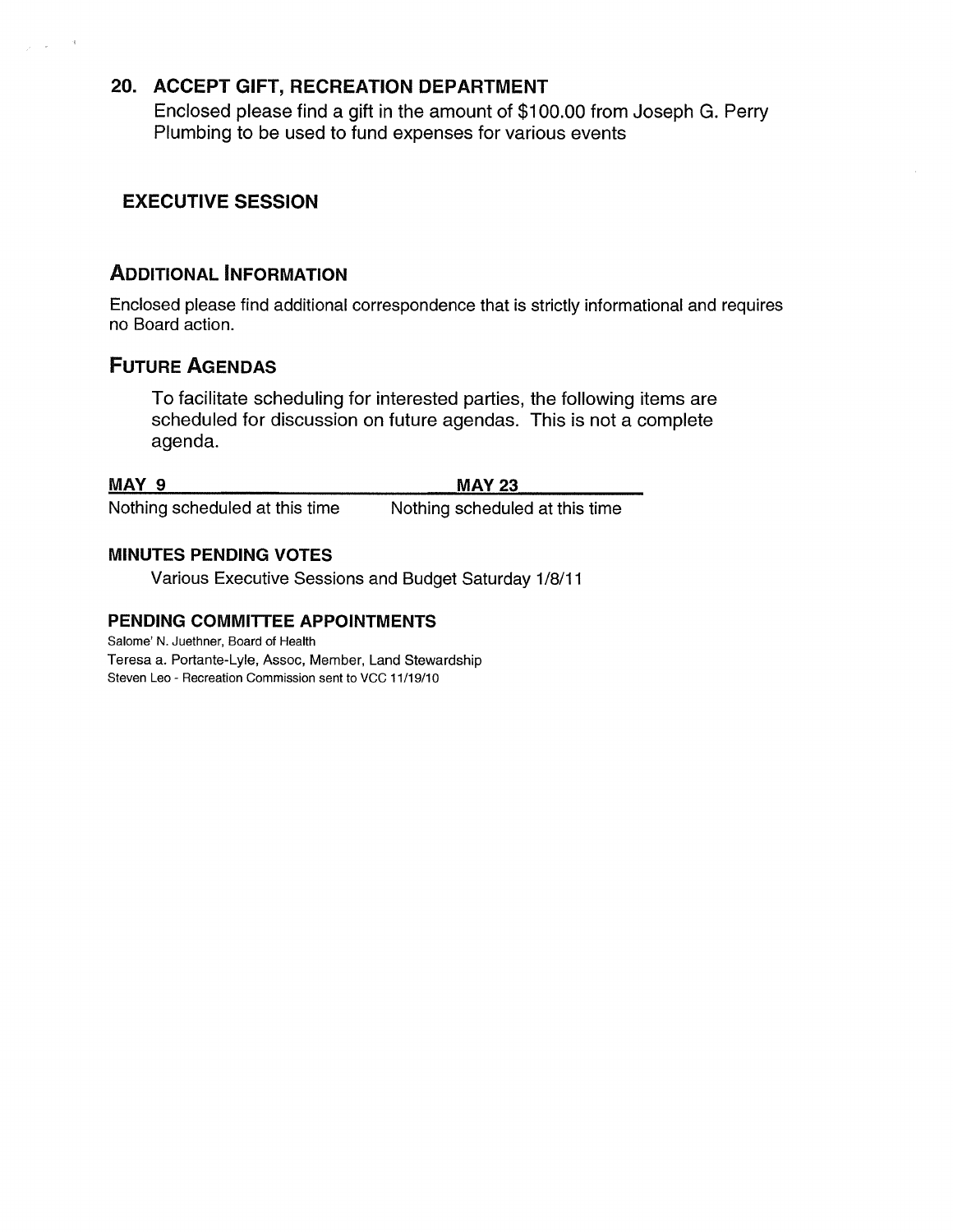## 20. ACCEPT GIFT, RECREATION DEPARTMENT

Enclosed please find a gift in the amount of $100.00 from Joseph G. Perry Plumbing to be used to fund expenses for various events

## EXECUTIVE SESSION

## ADDITIONAL INFORMATION

Enclosed please find additional correspondence that is strictly informational and requires no Board action.

## FUTURE AGENDAS

To facilitate scheduling for interested parties, the following items are scheduled for discussion on future agendas. This is not a complete agenda.

| MAY 9 | MAY 23 |
| --- | --- |
| Nothing scheduled at this time | Nothing scheduled at this time |

### MINUTES PENDING VOTES

Various Executive Sessions and Budget Saturday 1/8/11

### PENDING COMMITTEE APPOINTMENTS

Salome' N. Juethner, Board of Health
Teresa a. Portante-Lyle, Assoc, Member, Land Stewardship
Steven Leo - Recreation Commission sent to VCC 11/19/10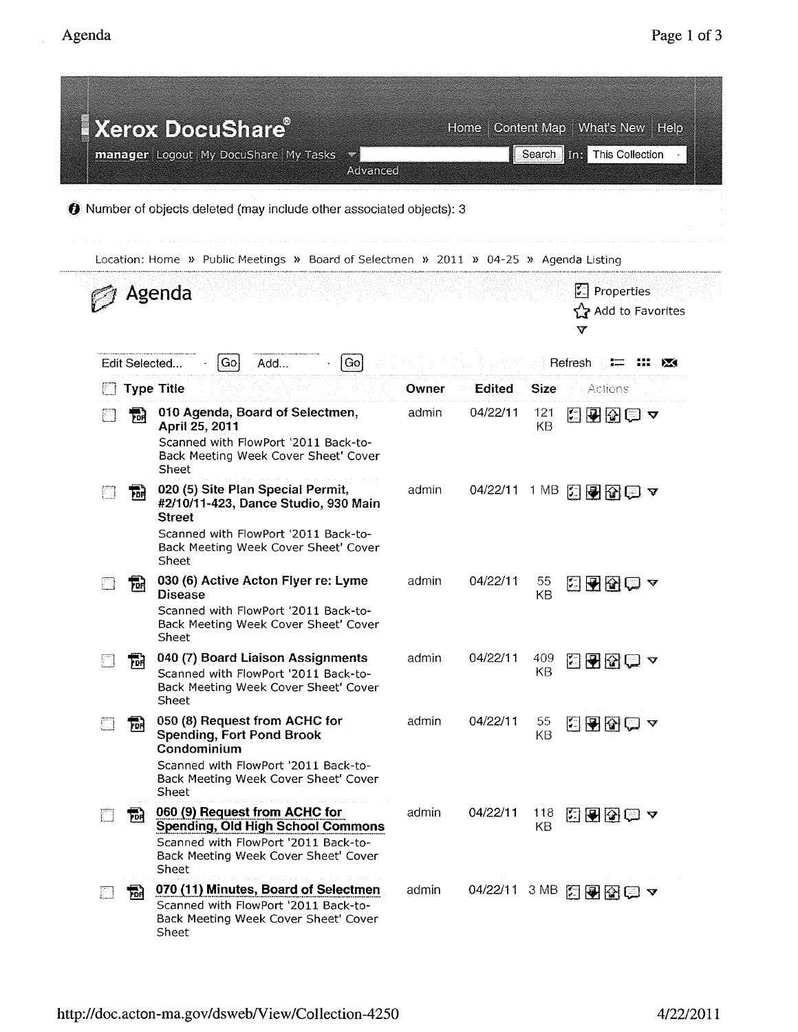Xerox DocuShare®

Home | Content Map | What's New | Help

manager Logout My DocuShare My Tasks Search In: This Collection

Advanced

Number of objects deleted (may include other associated objects): 3

Location: Home » Public Meetings » Board of Selectmen » 2011 » 04-25 » Agenda Listing

# Agenda

Properties

Add to Favorites

Edit Selected... Go Add... Go Refresh

| Type | Title | Owner | Edited | Size | Actions |
|---|---|---|---|---|---|
| PDF | **010 Agenda, Board of Selectmen, April 25, 2011**<br>Scanned with FlowPort '2011 Back-to-Back Meeting Week Cover Sheet' Cover Sheet | admin | 04/22/11 | 121 KB | |
| PDF | **020 (5) Site Plan Special Permit, #2/10/11-423, Dance Studio, 930 Main Street**<br>Scanned with FlowPort '2011 Back-to-Back Meeting Week Cover Sheet' Cover Sheet | admin | 04/22/11 | 1 MB | |
| PDF | **030 (6) Active Acton Flyer re: Lyme Disease**<br>Scanned with FlowPort '2011 Back-to-Back Meeting Week Cover Sheet' Cover Sheet | admin | 04/22/11 | 55 KB | |
| PDF | **040 (7) Board Liaison Assignments**<br>Scanned with FlowPort '2011 Back-to-Back Meeting Week Cover Sheet' Cover Sheet | admin | 04/22/11 | 409 KB | |
| PDF | **050 (8) Request from ACHC for Spending, Fort Pond Brook Condominium**<br>Scanned with FlowPort '2011 Back-to-Back Meeting Week Cover Sheet' Cover Sheet | admin | 04/22/11 | 55 KB | |
| PDF | **060 (9) Request from ACHC for Spending, Old High School Commons**<br>Scanned with FlowPort '2011 Back-to-Back Meeting Week Cover Sheet' Cover Sheet | admin | 04/22/11 | 118 KB | |
| PDF | **070 (11) Minutes, Board of Selectmen**<br>Scanned with FlowPort '2011 Back-to-Back Meeting Week Cover Sheet' Cover Sheet | admin | 04/22/11 | 3 MB | |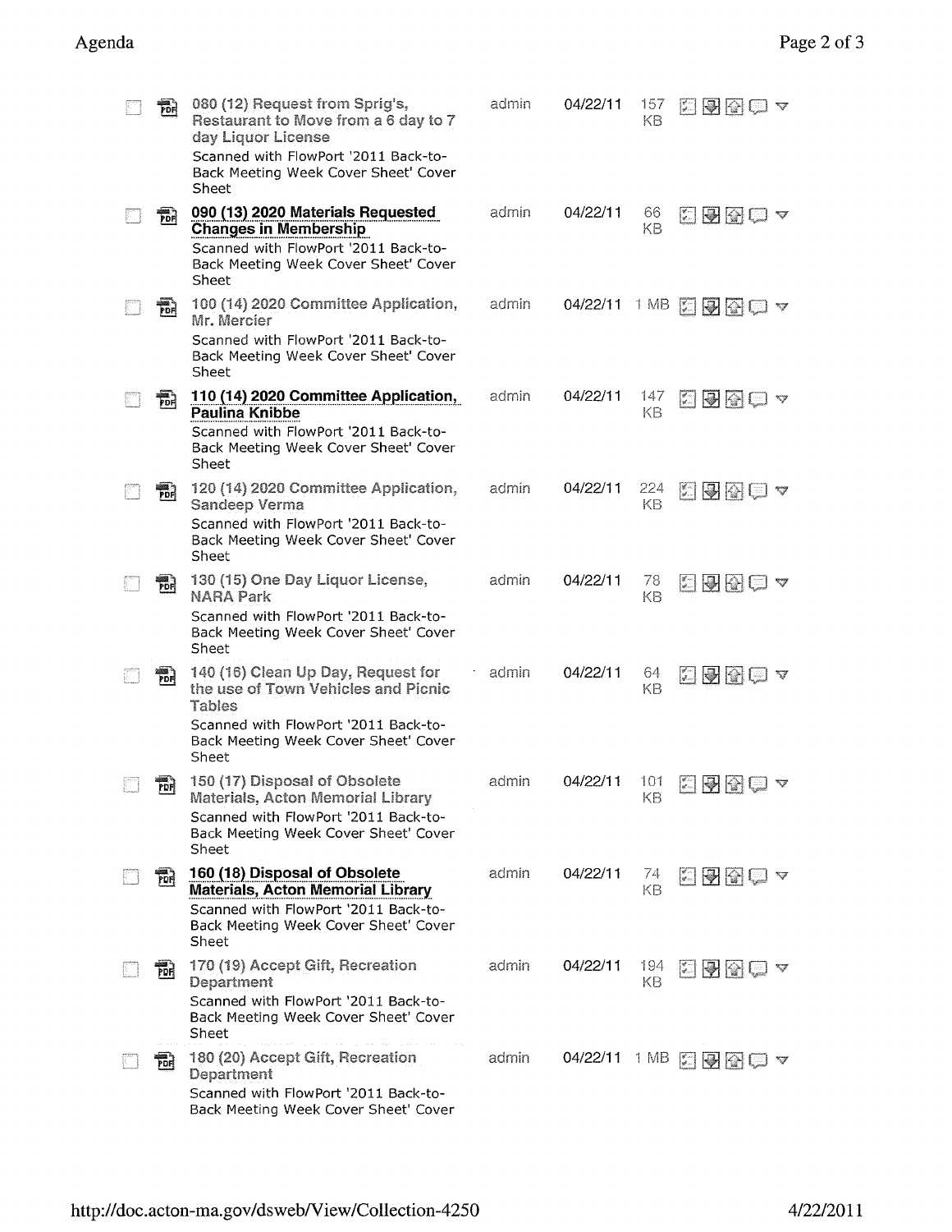| | | | | | | |
|---|---|---|---|---|---|---|
| | | 080 (12) Request from Sprig's, Restaurant to Move from a 6 day to 7 day Liquor License<br>Scanned with FlowPort '2011 Back-to-Back Meeting Week Cover Sheet' Cover Sheet | admin | 04/22/11 | 157 KB | |
| | | **090 (13) 2020 Materials Requested Changes in Membership**<br>Scanned with FlowPort '2011 Back-to-Back Meeting Week Cover Sheet' Cover Sheet | admin | 04/22/11 | 66 KB | |
| | | 100 (14) 2020 Committee Application, Mr. Mercier<br>Scanned with FlowPort '2011 Back-to-Back Meeting Week Cover Sheet' Cover Sheet | admin | 04/22/11 | 1 MB | |
| | | **110 (14) 2020 Committee Application, Paulina Knibbe**<br>Scanned with FlowPort '2011 Back-to-Back Meeting Week Cover Sheet' Cover Sheet | admin | 04/22/11 | 147 KB | |
| | | 120 (14) 2020 Committee Application, Sandeep Verma<br>Scanned with FlowPort '2011 Back-to-Back Meeting Week Cover Sheet' Cover Sheet | admin | 04/22/11 | 224 KB | |
| | | 130 (15) One Day Liquor License, NARA Park<br>Scanned with FlowPort '2011 Back-to-Back Meeting Week Cover Sheet' Cover Sheet | admin | 04/22/11 | 78 KB | |
| | | 140 (16) Clean Up Day, Request for the use of Town Vehicles and Picnic Tables<br>Scanned with FlowPort '2011 Back-to-Back Meeting Week Cover Sheet' Cover Sheet | admin | 04/22/11 | 64 KB | |
| | | 150 (17) Disposal of Obsolete Materials, Acton Memorial Library<br>Scanned with FlowPort '2011 Back-to-Back Meeting Week Cover Sheet' Cover Sheet | admin | 04/22/11 | 101 KB | |
| | | **160 (18) Disposal of Obsolete Materials, Acton Memorial Library**<br>Scanned with FlowPort '2011 Back-to-Back Meeting Week Cover Sheet' Cover Sheet | admin | 04/22/11 | 74 KB | |
| | | 170 (19) Accept Gift, Recreation Department<br>Scanned with FlowPort '2011 Back-to-Back Meeting Week Cover Sheet' Cover Sheet | admin | 04/22/11 | 194 KB | |
| | | 180 (20) Accept Gift, Recreation Department<br>Scanned with FlowPort '2011 Back-to-Back Meeting Week Cover Sheet' Cover | admin | 04/22/11 | 1 MB | |

http://doc.acton-ma.gov/dsweb/View/Collection-4250 4/22/2011